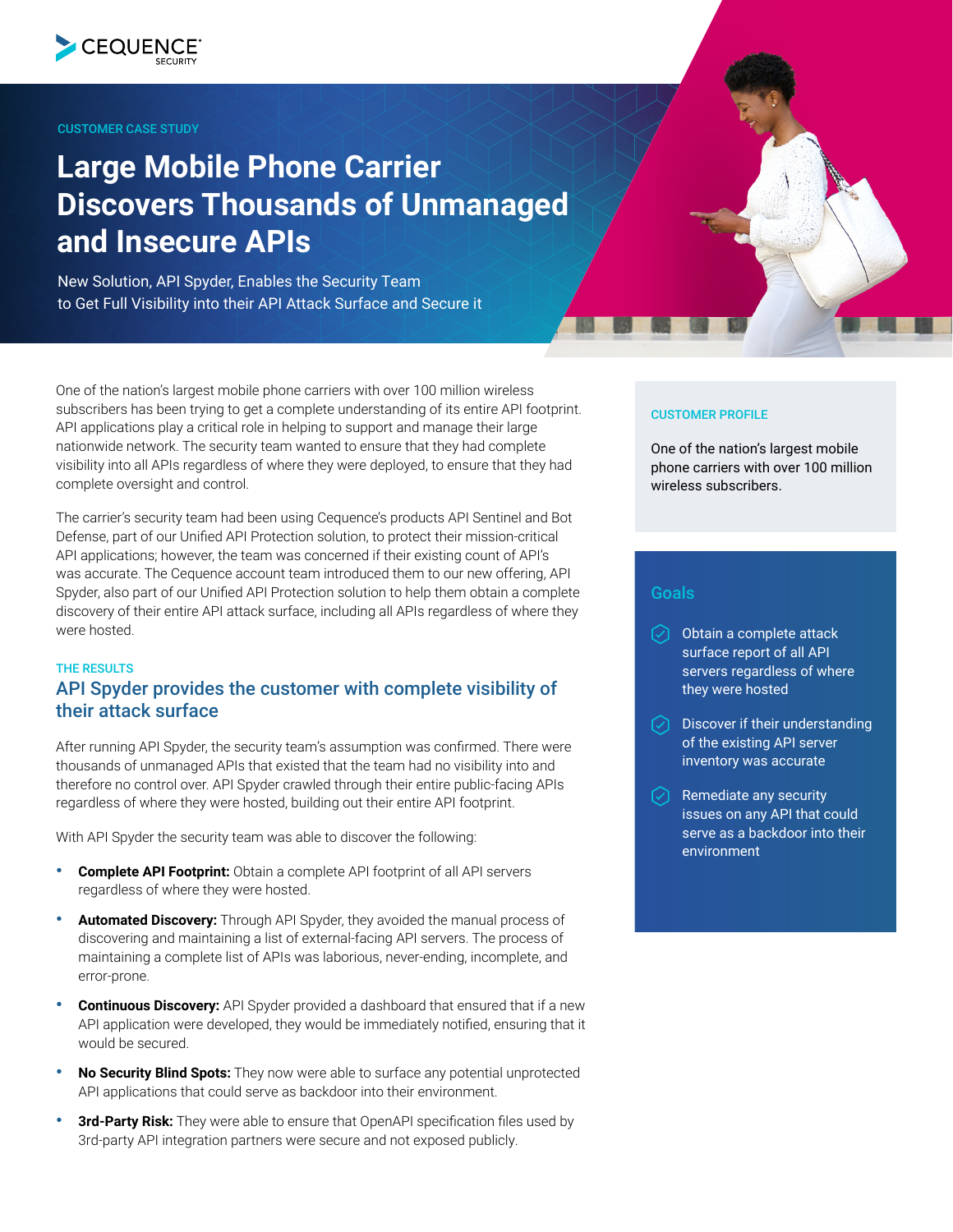CUSTOMER CASE STUDY

# Large Mobile Phone Carrier Discovers Thousands of Unmanaged and Insecure APIs

New Solution, API Spyder, Enables the Security Team to Get Full Visibility into their API Attack Surface and Secure it

One of the nation's largest mobile phone carriers with over 100 million wireless subscribers has been trying to get a complete understanding of its entire API footprint. API applications play a critical role in helping to support and manage their large nationwide network. The security team wanted to ensure that they had complete visibility into all APIs regardless of where they were deployed, to ensure that they had complete oversight and control.

The carrier's security team had been using Cequence's products API Sentinel and Bot Defense, part of our Unified API Protection solution, to protect their mission-critical API applications; however, the team was concerned if their existing count of API's was accurate. The Cequence account team introduced them to our new offering, API Spyder, also part of our Unified API Protection solution to help them obtain a complete discovery of their entire API attack surface, including all APIs regardless of where they were hosted.

THE RESULTS

## API Spyder provides the customer with complete visibility of their attack surface

After running API Spyder, the security team's assumption was confirmed. There were thousands of unmanaged APIs that existed that the team had no visibility into and therefore no control over. API Spyder crawled through their entire public-facing APIs regardless of where they were hosted, building out their entire API footprint.

With API Spyder the security team was able to discover the following:

- **Complete API Footprint:** Obtain a complete API footprint of all API servers regardless of where they were hosted.
- **Automated Discovery:** Through API Spyder, they avoided the manual process of discovering and maintaining a list of external-facing API servers. The process of maintaining a complete list of APIs was laborious, never-ending, incomplete, and error-prone.
- **Continuous Discovery:** API Spyder provided a dashboard that ensured that if a new API application were developed, they would be immediately notified, ensuring that it would be secured.
- **No Security Blind Spots:** They now were able to surface any potential unprotected API applications that could serve as backdoor into their environment.
- **3rd-Party Risk:** They were able to ensure that OpenAPI specification files used by 3rd-party API integration partners were secure and not exposed publicly.

CUSTOMER PROFILE

One of the nation's largest mobile phone carriers with over 100 million wireless subscribers.

## Goals

- Obtain a complete attack surface report of all API servers regardless of where they were hosted
- Discover if their understanding of the existing API server inventory was accurate
- Remediate any security issues on any API that could serve as a backdoor into their environment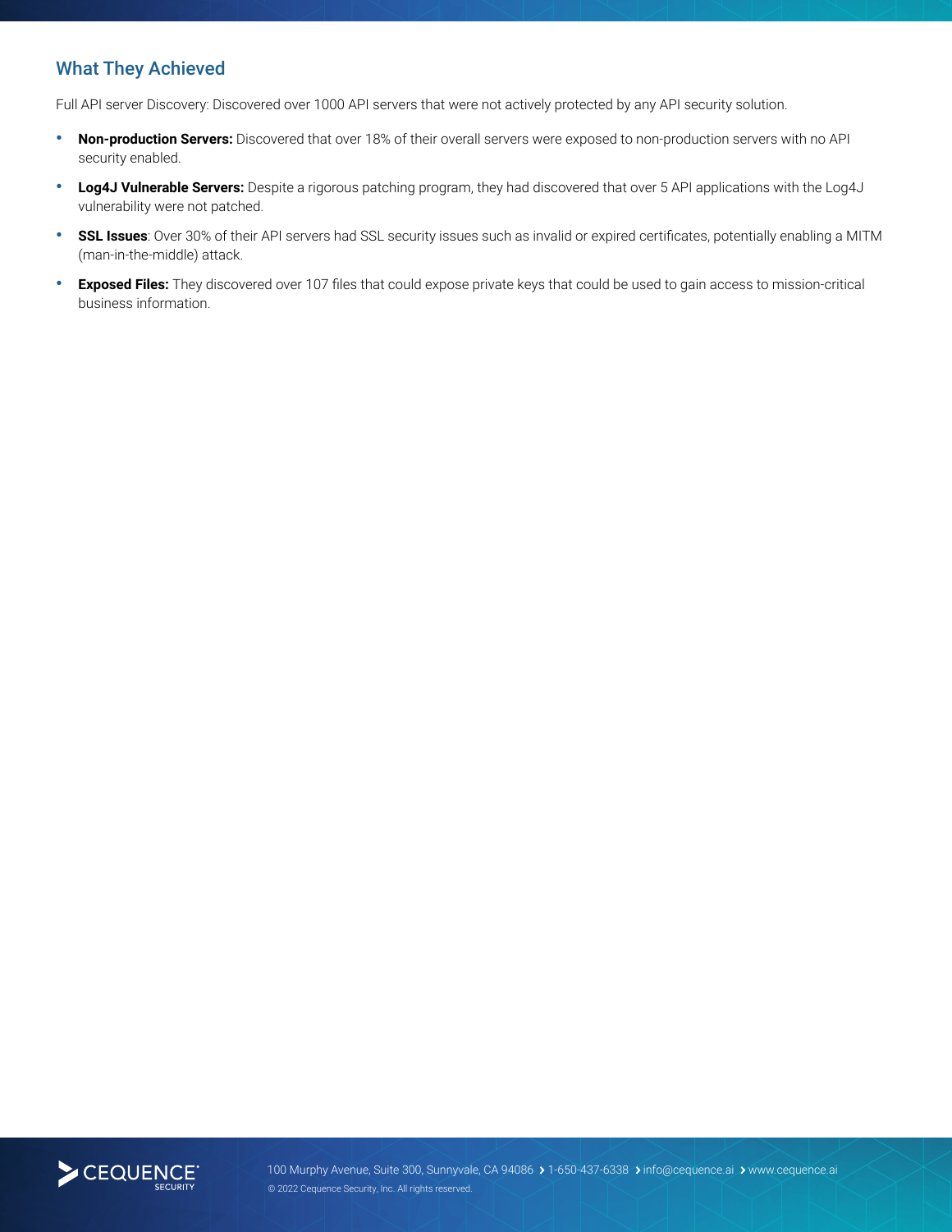## What They Achieved

Full API server Discovery: Discovered over 1000 API servers that were not actively protected by any API security solution.

- **Non-production Servers:** Discovered that over 18% of their overall servers were exposed to non-production servers with no API security enabled.
- **Log4J Vulnerable Servers:** Despite a rigorous patching program, they had discovered that over 5 API applications with the Log4J vulnerability were not patched.
- **SSL Issues**: Over 30% of their API servers had SSL security issues such as invalid or expired certificates, potentially enabling a MITM (man-in-the-middle) attack.
- **Exposed Files:** They discovered over 107 files that could expose private keys that could be used to gain access to mission-critical business information.

100 Murphy Avenue, Suite 300, Sunnyvale, CA 94086 › 1-650-437-6338 › info@cequence.ai › www.cequence.ai

© 2022 Cequence Security, Inc. All rights reserved.